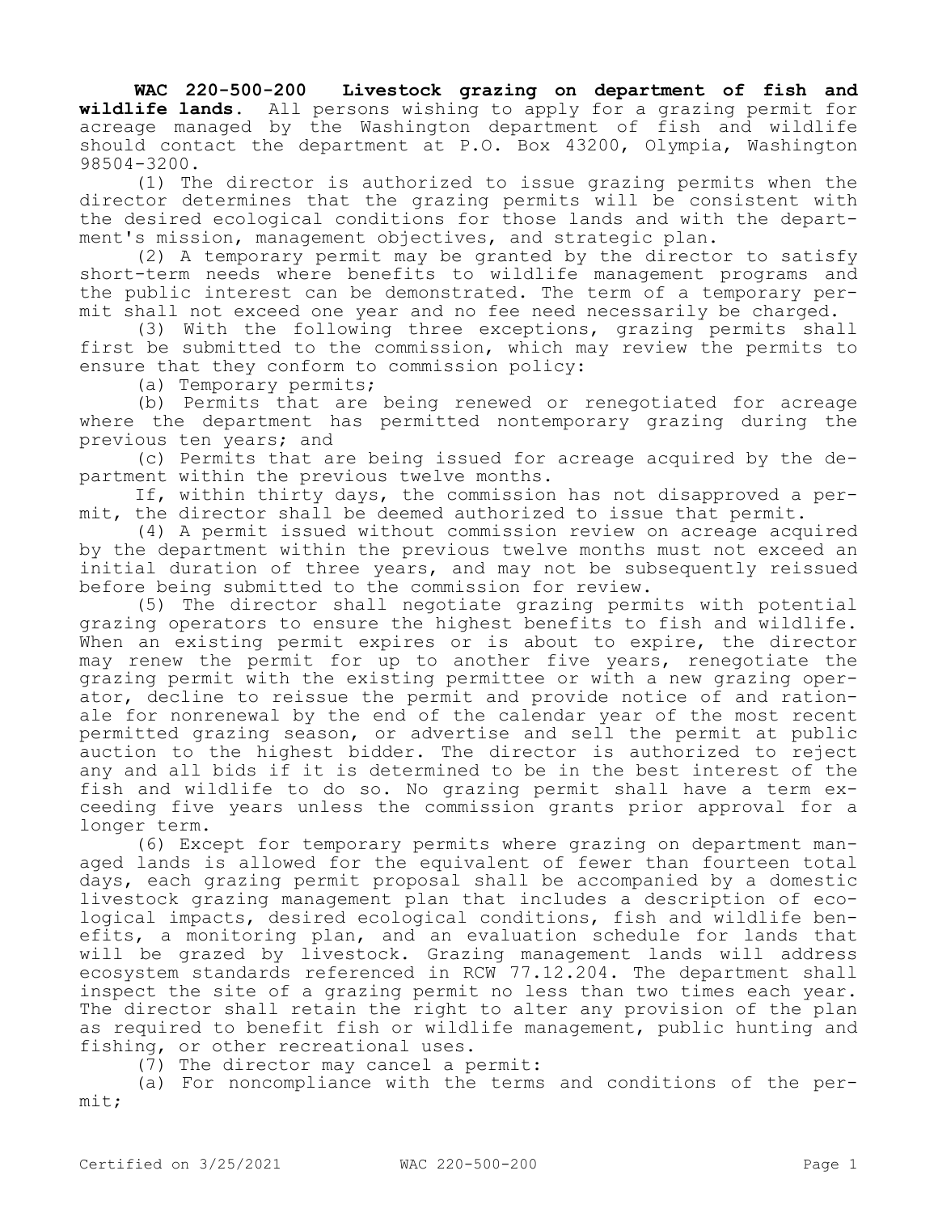**WAC 220-500-200 Livestock grazing on department of fish and wildlife lands.** All persons wishing to apply for a grazing permit for acreage managed by the Washington department of fish and wildlife should contact the department at P.O. Box 43200, Olympia, Washington 98504-3200.

(1) The director is authorized to issue grazing permits when the director determines that the grazing permits will be consistent with the desired ecological conditions for those lands and with the department's mission, management objectives, and strategic plan.

(2) A temporary permit may be granted by the director to satisfy short-term needs where benefits to wildlife management programs and the public interest can be demonstrated. The term of a temporary permit shall not exceed one year and no fee need necessarily be charged.

(3) With the following three exceptions, grazing permits shall first be submitted to the commission, which may review the permits to ensure that they conform to commission policy:

(a) Temporary permits;

(b) Permits that are being renewed or renegotiated for acreage where the department has permitted nontemporary grazing during the previous ten years; and

(c) Permits that are being issued for acreage acquired by the department within the previous twelve months.

If, within thirty days, the commission has not disapproved a permit, the director shall be deemed authorized to issue that permit.

(4) A permit issued without commission review on acreage acquired by the department within the previous twelve months must not exceed an initial duration of three years, and may not be subsequently reissued before being submitted to the commission for review.

(5) The director shall negotiate grazing permits with potential grazing operators to ensure the highest benefits to fish and wildlife. When an existing permit expires or is about to expire, the director may renew the permit for up to another five years, renegotiate the grazing permit with the existing permittee or with a new grazing operator, decline to reissue the permit and provide notice of and rationale for nonrenewal by the end of the calendar year of the most recent permitted grazing season, or advertise and sell the permit at public auction to the highest bidder. The director is authorized to reject any and all bids if it is determined to be in the best interest of the fish and wildlife to do so. No grazing permit shall have a term exceeding five years unless the commission grants prior approval for a longer term.

(6) Except for temporary permits where grazing on department managed lands is allowed for the equivalent of fewer than fourteen total days, each grazing permit proposal shall be accompanied by a domestic livestock grazing management plan that includes a description of ecological impacts, desired ecological conditions, fish and wildlife benefits, a monitoring plan, and an evaluation schedule for lands that will be grazed by livestock. Grazing management lands will address ecosystem standards referenced in RCW 77.12.204. The department shall inspect the site of a grazing permit no less than two times each year. The director shall retain the right to alter any provision of the plan as required to benefit fish or wildlife management, public hunting and fishing, or other recreational uses.

(7) The director may cancel a permit:

(a) For noncompliance with the terms and conditions of the permit;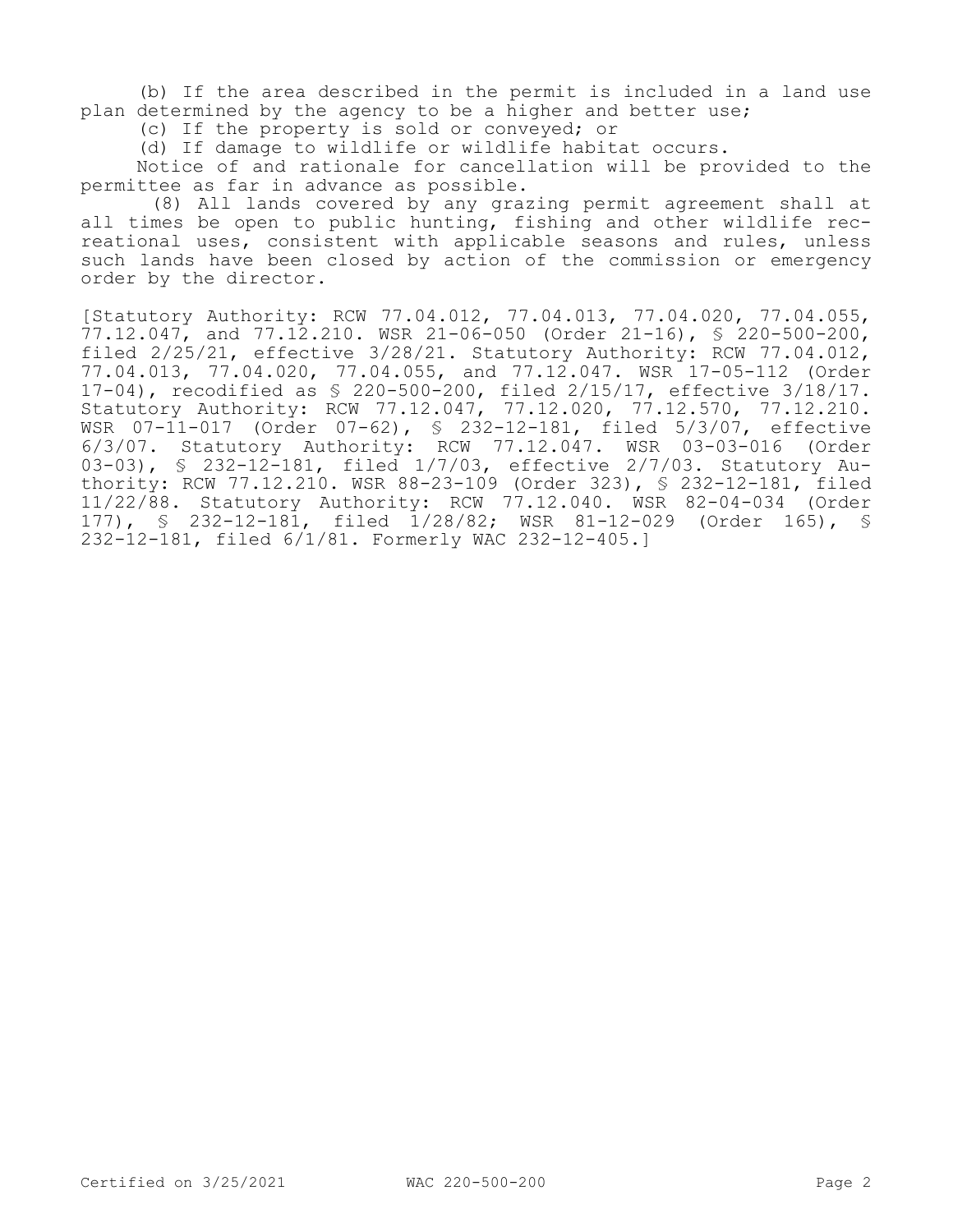(b) If the area described in the permit is included in a land use plan determined by the agency to be a higher and better use;

(c) If the property is sold or conveyed; or

(d) If damage to wildlife or wildlife habitat occurs.

Notice of and rationale for cancellation will be provided to the permittee as far in advance as possible.

(8) All lands covered by any grazing permit agreement shall at all times be open to public hunting, fishing and other wildlife recreational uses, consistent with applicable seasons and rules, unless such lands have been closed by action of the commission or emergency order by the director.

[Statutory Authority: RCW 77.04.012, 77.04.013, 77.04.020, 77.04.055, 77.12.047, and 77.12.210. WSR 21-06-050 (Order 21-16), § 220-500-200, filed 2/25/21, effective 3/28/21. Statutory Authority: RCW 77.04.012, 77.04.013, 77.04.020, 77.04.055, and 77.12.047. WSR 17-05-112 (Order 17-04), recodified as § 220-500-200, filed 2/15/17, effective 3/18/17. Statutory Authority: RCW 77.12.047, 77.12.020, 77.12.570, 77.12.210. WSR 07-11-017 (Order 07-62), § 232-12-181, filed 5/3/07, effective 6/3/07. Statutory Authority: RCW 77.12.047. WSR 03-03-016 (Order 03-03), § 232-12-181, filed 1/7/03, effective 2/7/03. Statutory Authority: RCW 77.12.210. WSR 88-23-109 (Order 323), § 232-12-181, filed 11/22/88. Statutory Authority: RCW 77.12.040. WSR 82-04-034 (Order 177), § 232-12-181, filed 1/28/82; WSR 81-12-029 (Order 165), § 232-12-181, filed 6/1/81. Formerly WAC 232-12-405.]